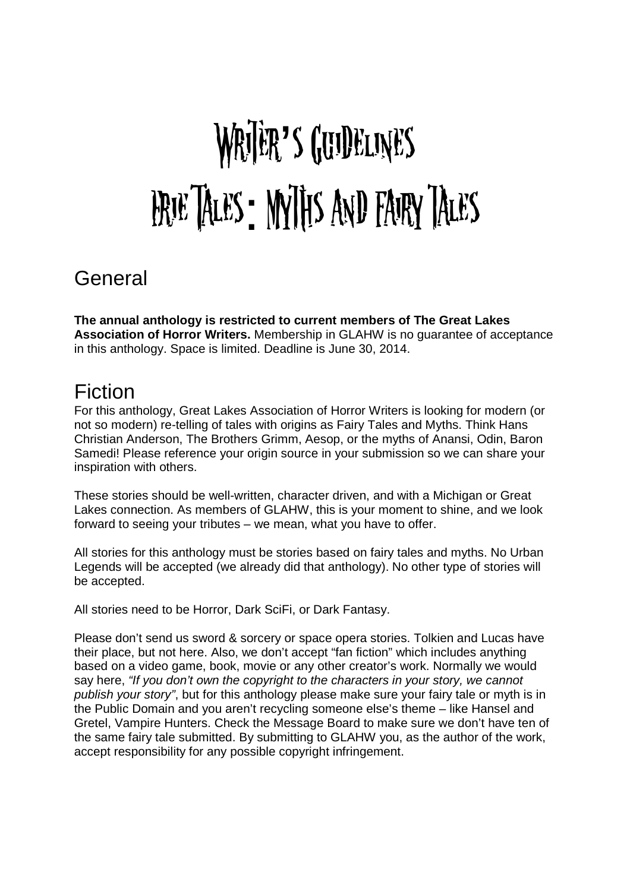# Writer's Guidelines
# Erie Tales: Myths and Fairy Tales

## General

**The annual anthology is restricted to current members of The Great Lakes Association of Horror Writers.** Membership in GLAHW is no guarantee of acceptance in this anthology. Space is limited. Deadline is June 30, 2014.

## Fiction

For this anthology, Great Lakes Association of Horror Writers is looking for modern (or not so modern) re-telling of tales with origins as Fairy Tales and Myths. Think Hans Christian Anderson, The Brothers Grimm, Aesop, or the myths of Anansi, Odin, Baron Samedi! Please reference your origin source in your submission so we can share your inspiration with others.

These stories should be well-written, character driven, and with a Michigan or Great Lakes connection. As members of GLAHW, this is your moment to shine, and we look forward to seeing your tributes – we mean, what you have to offer.

All stories for this anthology must be stories based on fairy tales and myths. No Urban Legends will be accepted (we already did that anthology). No other type of stories will be accepted.

All stories need to be Horror, Dark SciFi, or Dark Fantasy.

Please don't send us sword & sorcery or space opera stories. Tolkien and Lucas have their place, but not here. Also, we don't accept "fan fiction" which includes anything based on a video game, book, movie or any other creator's work. Normally we would say here, *"If you don't own the copyright to the characters in your story, we cannot publish your story"*, but for this anthology please make sure your fairy tale or myth is in the Public Domain and you aren't recycling someone else's theme – like Hansel and Gretel, Vampire Hunters. Check the Message Board to make sure we don't have ten of the same fairy tale submitted. By submitting to GLAHW you, as the author of the work, accept responsibility for any possible copyright infringement.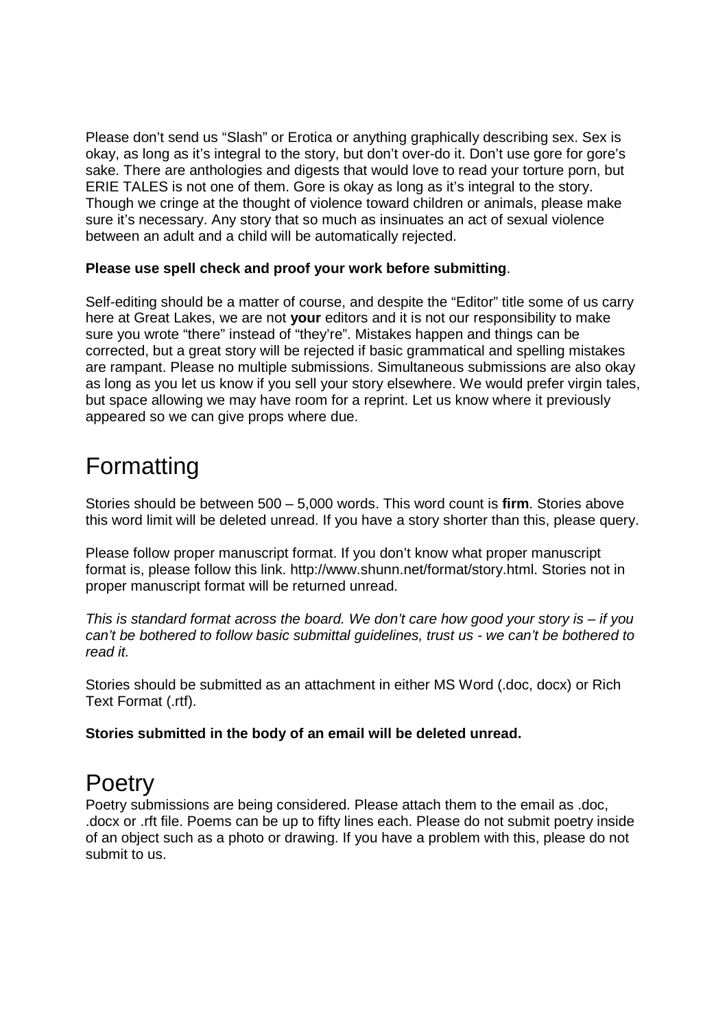Please don't send us "Slash" or Erotica or anything graphically describing sex. Sex is okay, as long as it's integral to the story, but don't over-do it. Don't use gore for gore's sake. There are anthologies and digests that would love to read your torture porn, but ERIE TALES is not one of them. Gore is okay as long as it's integral to the story. Though we cringe at the thought of violence toward children or animals, please make sure it's necessary. Any story that so much as insinuates an act of sexual violence between an adult and a child will be automatically rejected.

**Please use spell check and proof your work before submitting**.

Self-editing should be a matter of course, and despite the "Editor" title some of us carry here at Great Lakes, we are not **your** editors and it is not our responsibility to make sure you wrote "there" instead of "they're". Mistakes happen and things can be corrected, but a great story will be rejected if basic grammatical and spelling mistakes are rampant. Please no multiple submissions. Simultaneous submissions are also okay as long as you let us know if you sell your story elsewhere. We would prefer virgin tales, but space allowing we may have room for a reprint. Let us know where it previously appeared so we can give props where due.

# Formatting

Stories should be between 500 – 5,000 words. This word count is **firm**. Stories above this word limit will be deleted unread. If you have a story shorter than this, please query.

Please follow proper manuscript format. If you don't know what proper manuscript format is, please follow this link. http://www.shunn.net/format/story.html. Stories not in proper manuscript format will be returned unread.

*This is standard format across the board. We don't care how good your story is – if you can't be bothered to follow basic submittal guidelines, trust us - we can't be bothered to read it.*

Stories should be submitted as an attachment in either MS Word (.doc, docx) or Rich Text Format (.rtf).

**Stories submitted in the body of an email will be deleted unread.**

# Poetry

Poetry submissions are being considered. Please attach them to the email as .doc, .docx or .rft file. Poems can be up to fifty lines each. Please do not submit poetry inside of an object such as a photo or drawing. If you have a problem with this, please do not submit to us.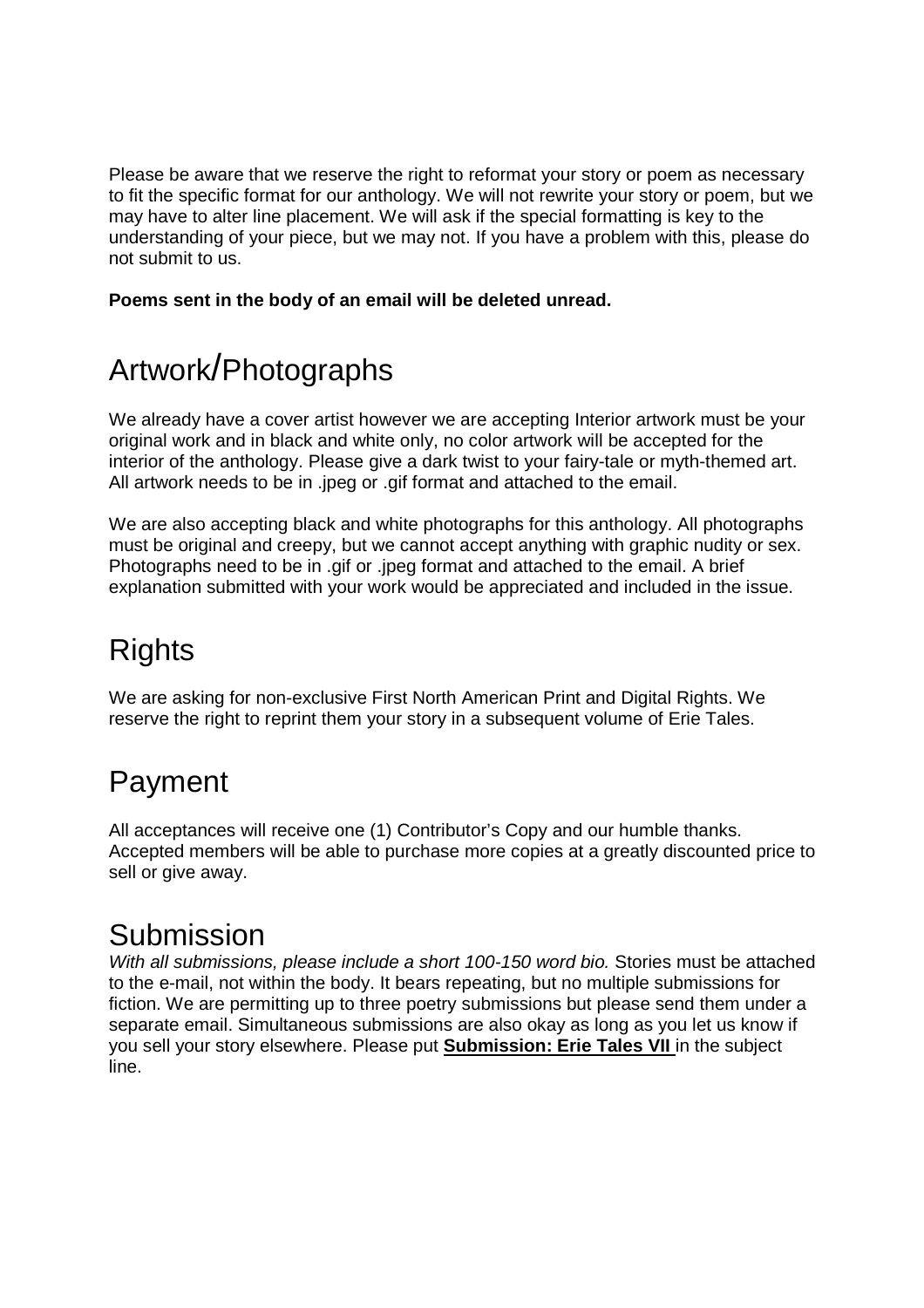Please be aware that we reserve the right to reformat your story or poem as necessary to fit the specific format for our anthology. We will not rewrite your story or poem, but we may have to alter line placement. We will ask if the special formatting is key to the understanding of your piece, but we may not. If you have a problem with this, please do not submit to us.

**Poems sent in the body of an email will be deleted unread.**

## Artwork/Photographs

We already have a cover artist however we are accepting Interior artwork must be your original work and in black and white only, no color artwork will be accepted for the interior of the anthology. Please give a dark twist to your fairy-tale or myth-themed art. All artwork needs to be in .jpeg or .gif format and attached to the email.

We are also accepting black and white photographs for this anthology. All photographs must be original and creepy, but we cannot accept anything with graphic nudity or sex. Photographs need to be in .gif or .jpeg format and attached to the email. A brief explanation submitted with your work would be appreciated and included in the issue.

## Rights

We are asking for non-exclusive First North American Print and Digital Rights. We reserve the right to reprint them your story in a subsequent volume of Erie Tales.

## Payment

All acceptances will receive one (1) Contributor's Copy and our humble thanks. Accepted members will be able to purchase more copies at a greatly discounted price to sell or give away.

## Submission

*With all submissions, please include a short 100-150 word bio.* Stories must be attached to the e-mail, not within the body. It bears repeating, but no multiple submissions for fiction. We are permitting up to three poetry submissions but please send them under a separate email. Simultaneous submissions are also okay as long as you let us know if you sell your story elsewhere. Please put **Submission: Erie Tales VII** in the subject line.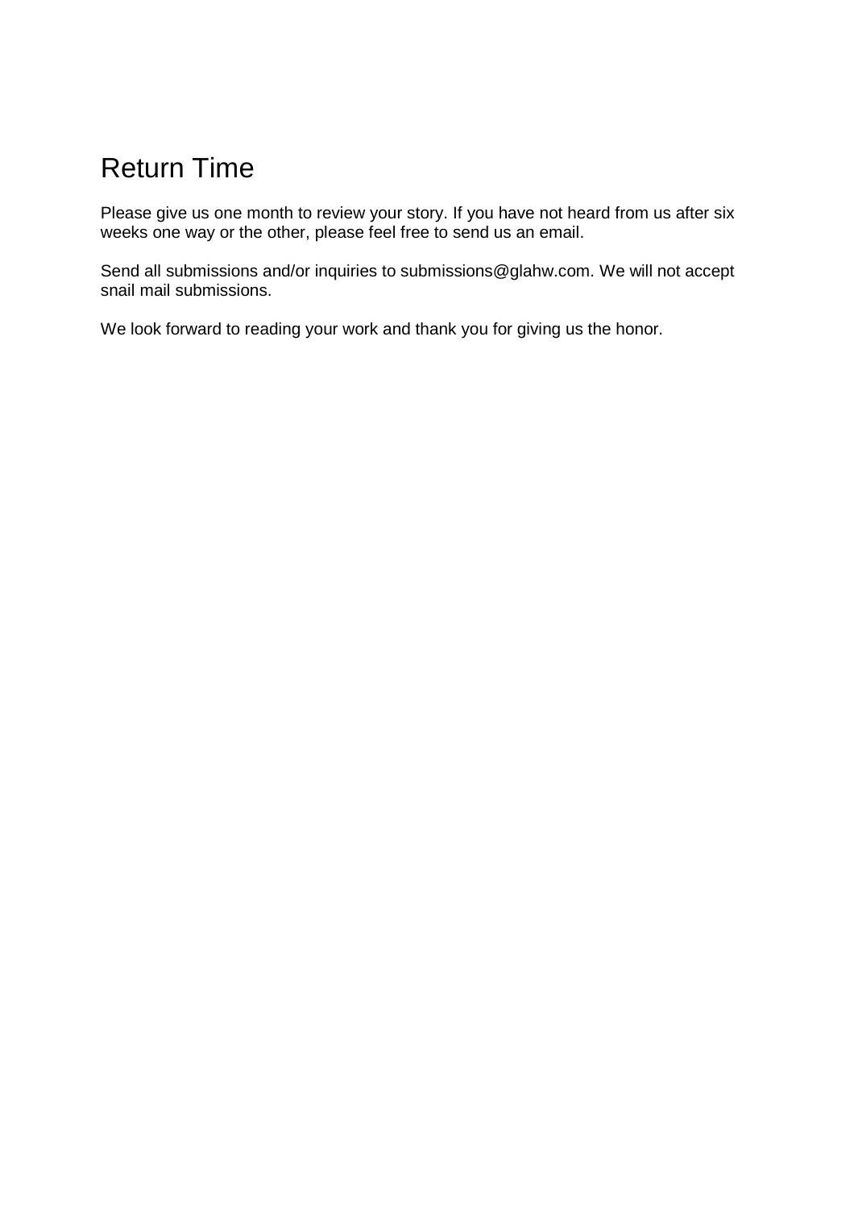# Return Time

Please give us one month to review your story. If you have not heard from us after six weeks one way or the other, please feel free to send us an email.

Send all submissions and/or inquiries to submissions@glahw.com. We will not accept snail mail submissions.

We look forward to reading your work and thank you for giving us the honor.